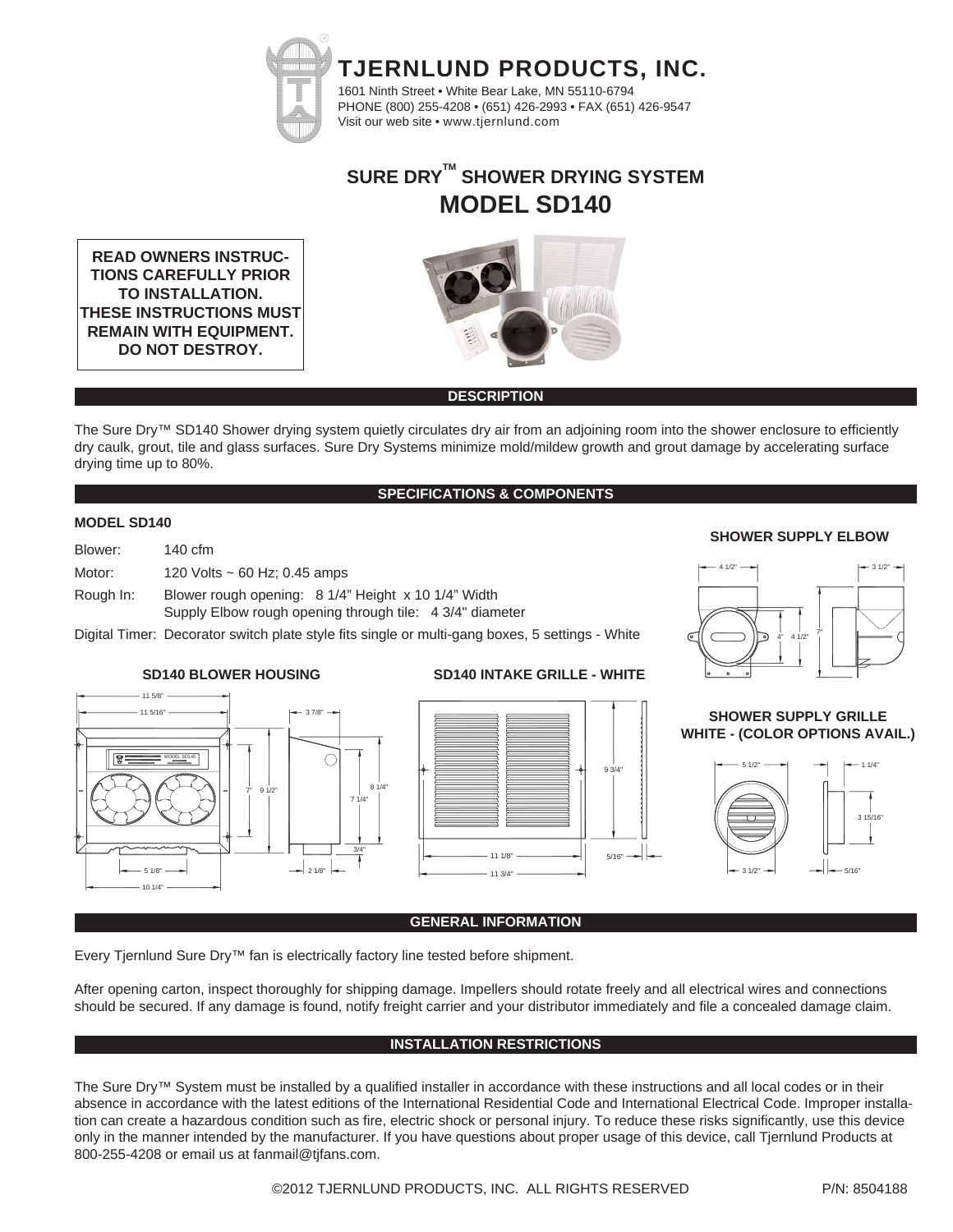# TJERNLUND PRODUCTS, INC.

1601 Ninth Street • White Bear Lake, MN 55110-6794
PHONE (800) 255-4208 • (651) 426-2993 • FAX (651) 426-9547
Visit our web site • www.tjernlund.com

## SURE DRY™ SHOWER DRYING SYSTEM
## MODEL SD140

**READ OWNERS INSTRUCTIONS CAREFULLY PRIOR TO INSTALLATION. THESE INSTRUCTIONS MUST REMAIN WITH EQUIPMENT. DO NOT DESTROY.**

### DESCRIPTION

The Sure Dry™ SD140 Shower drying system quietly circulates dry air from an adjoining room into the shower enclosure to efficiently dry caulk, grout, tile and glass surfaces. Sure Dry Systems minimize mold/mildew growth and grout damage by accelerating surface drying time up to 80%.

### SPECIFICATIONS & COMPONENTS

**MODEL SD140**

Blower: 140 cfm

Motor: 120 Volts ~ 60 Hz; 0.45 amps

Rough In: Blower rough opening: 8 1/4" Height x 10 1/4" Width
Supply Elbow rough opening through tile: 4 3/4" diameter

Digital Timer: Decorator switch plate style fits single or multi-gang boxes, 5 settings - White

**SHOWER SUPPLY ELBOW**

**SD140 BLOWER HOUSING**

**SD140 INTAKE GRILLE - WHITE**

**SHOWER SUPPLY GRILLE WHITE - (COLOR OPTIONS AVAIL.)**

### GENERAL INFORMATION

Every Tjernlund Sure Dry™ fan is electrically factory line tested before shipment.

After opening carton, inspect thoroughly for shipping damage. Impellers should rotate freely and all electrical wires and connections should be secured. If any damage is found, notify freight carrier and your distributor immediately and file a concealed damage claim.

### INSTALLATION RESTRICTIONS

The Sure Dry™ System must be installed by a qualified installer in accordance with these instructions and all local codes or in their absence in accordance with the latest editions of the International Residential Code and International Electrical Code. Improper installation can create a hazardous condition such as fire, electric shock or personal injury. To reduce these risks significantly, use this device only in the manner intended by the manufacturer. If you have questions about proper usage of this device, call Tjernlund Products at 800-255-4208 or email us at fanmail@tjfans.com.

©2012 TJERNLUND PRODUCTS, INC. ALL RIGHTS RESERVED P/N: 8504188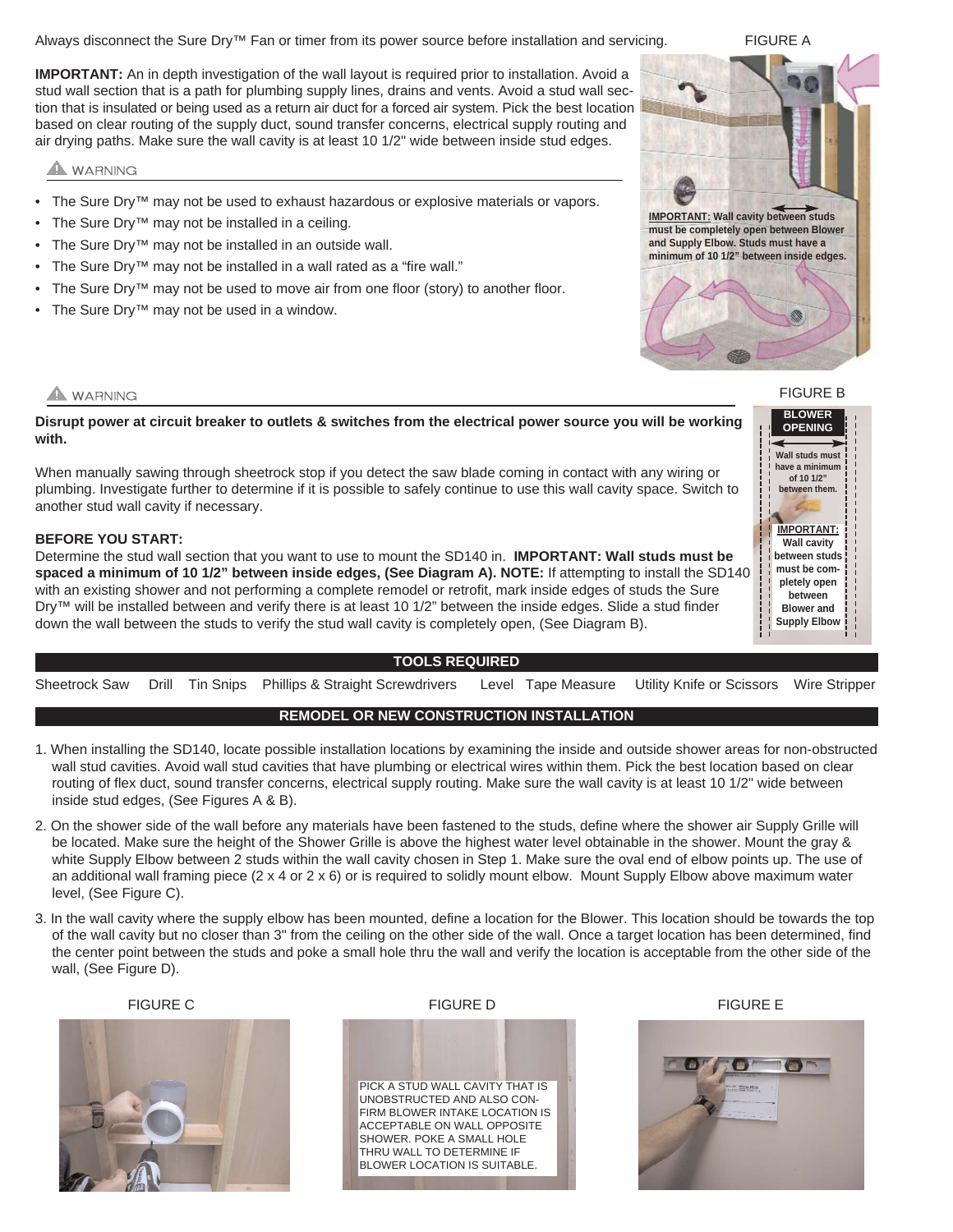Always disconnect the Sure Dry™ Fan or timer from its power source before installation and servicing.

**IMPORTANT:** An in depth investigation of the wall layout is required prior to installation. Avoid a stud wall section that is a path for plumbing supply lines, drains and vents. Avoid a stud wall section that is insulated or being used as a return air duct for a forced air system. Pick the best location based on clear routing of the supply duct, sound transfer concerns, electrical supply routing and air drying paths. Make sure the wall cavity is at least 10 1/2" wide between inside stud edges.

FIGURE A

**IMPORTANT:** Wall cavity between studs must be completely open between Blower and Supply Elbow. Studs must have a minimum of 10 1/2" between inside edges.

⚠ WARNING

- The Sure Dry™ may not be used to exhaust hazardous or explosive materials or vapors.
- The Sure Dry™ may not be installed in a ceiling.
- The Sure Dry™ may not be installed in an outside wall.
- The Sure Dry™ may not be installed in a wall rated as a "fire wall."
- The Sure Dry™ may not be used to move air from one floor (story) to another floor.
- The Sure Dry™ may not be used in a window.

⚠ WARNING

**Disrupt power at circuit breaker to outlets & switches from the electrical power source you will be working with.**

When manually sawing through sheetrock stop if you detect the saw blade coming in contact with any wiring or plumbing. Investigate further to determine if it is possible to safely continue to use this wall cavity space. Switch to another stud wall cavity if necessary.

**BEFORE YOU START:**

Determine the stud wall section that you want to use to mount the SD140 in. **IMPORTANT: Wall studs must be spaced a minimum of 10 1/2" between inside edges, (See Diagram A). NOTE:** If attempting to install the SD140 with an existing shower and not performing a complete remodel or retrofit, mark inside edges of studs the Sure Dry™ will be installed between and verify there is at least 10 1/2" between the inside edges. Slide a stud finder down the wall between the studs to verify the stud wall cavity is completely open, (See Diagram B).

FIGURE B

**BLOWER OPENING**

Wall studs must have a minimum of 10 1/2" between them.

**IMPORTANT:** Wall cavity between studs must be completely open between Blower and Supply Elbow

## TOOLS REQUIRED

Sheetrock Saw Drill Tin Snips Phillips & Straight Screwdrivers Level Tape Measure Utility Knife or Scissors Wire Stripper

## REMODEL OR NEW CONSTRUCTION INSTALLATION

1. When installing the SD140, locate possible installation locations by examining the inside and outside shower areas for non-obstructed wall stud cavities. Avoid wall stud cavities that have plumbing or electrical wires within them. Pick the best location based on clear routing of flex duct, sound transfer concerns, electrical supply routing. Make sure the wall cavity is at least 10 1/2" wide between inside stud edges, (See Figures A & B).

2. On the shower side of the wall before any materials have been fastened to the studs, define where the shower air Supply Grille will be located. Make sure the height of the Shower Grille is above the highest water level obtainable in the shower. Mount the gray & white Supply Elbow between 2 studs within the wall cavity chosen in Step 1. Make sure the oval end of elbow points up. The use of an additional wall framing piece (2 x 4 or 2 x 6) or is required to solidly mount elbow. Mount Supply Elbow above maximum water level, (See Figure C).

3. In the wall cavity where the supply elbow has been mounted, define a location for the Blower. This location should be towards the top of the wall cavity but no closer than 3" from the ceiling on the other side of the wall. Once a target location has been determined, find the center point between the studs and poke a small hole thru the wall and verify the location is acceptable from the other side of the wall, (See Figure D).

FIGURE C

FIGURE D

PICK A STUD WALL CAVITY THAT IS UNOBSTRUCTED AND ALSO CONFIRM BLOWER INTAKE LOCATION IS ACCEPTABLE ON WALL OPPOSITE SHOWER. POKE A SMALL HOLE THRU WALL TO DETERMINE IF BLOWER LOCATION IS SUITABLE.

FIGURE E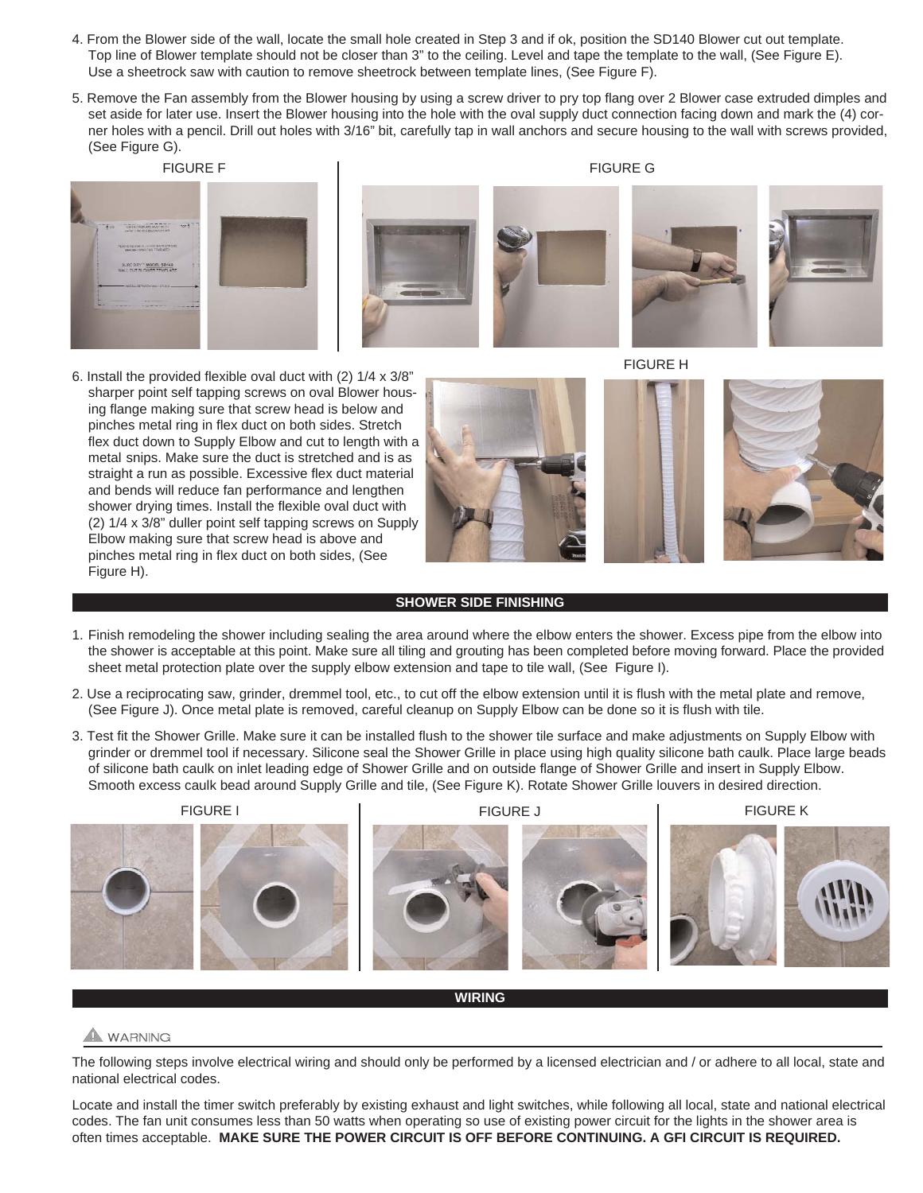4. From the Blower side of the wall, locate the small hole created in Step 3 and if ok, position the SD140 Blower cut out template. Top line of Blower template should not be closer than 3" to the ceiling. Level and tape the template to the wall, (See Figure E). Use a sheetrock saw with caution to remove sheetrock between template lines, (See Figure F).

5. Remove the Fan assembly from the Blower housing by using a screw driver to pry top flang over 2 Blower case extruded dimples and set aside for later use. Insert the Blower housing into the hole with the oval supply duct connection facing down and mark the (4) corner holes with a pencil. Drill out holes with 3/16" bit, carefully tap in wall anchors and secure housing to the wall with screws provided, (See Figure G).

FIGURE F

FIGURE G

6. Install the provided flexible oval duct with (2) 1/4 x 3/8" sharper point self tapping screws on oval Blower housing flange making sure that screw head is below and pinches metal ring in flex duct on both sides. Stretch flex duct down to Supply Elbow and cut to length with a metal snips. Make sure the duct is stretched and is as straight a run as possible. Excessive flex duct material and bends will reduce fan performance and lengthen shower drying times. Install the flexible oval duct with (2) 1/4 x 3/8" duller point self tapping screws on Supply Elbow making sure that screw head is above and pinches metal ring in flex duct on both sides, (See Figure H).

FIGURE H

## SHOWER SIDE FINISHING

1. Finish remodeling the shower including sealing the area around where the elbow enters the shower. Excess pipe from the elbow into the shower is acceptable at this point. Make sure all tiling and grouting has been completed before moving forward. Place the provided sheet metal protection plate over the supply elbow extension and tape to tile wall, (See Figure I).

2. Use a reciprocating saw, grinder, dremmel tool, etc., to cut off the elbow extension until it is flush with the metal plate and remove, (See Figure J). Once metal plate is removed, careful cleanup on Supply Elbow can be done so it is flush with tile.

3. Test fit the Shower Grille. Make sure it can be installed flush to the shower tile surface and make adjustments on Supply Elbow with grinder or dremmel tool if necessary. Silicone seal the Shower Grille in place using high quality silicone bath caulk. Place large beads of silicone bath caulk on inlet leading edge of Shower Grille and on outside flange of Shower Grille and insert in Supply Elbow. Smooth excess caulk bead around Supply Grille and tile, (See Figure K). Rotate Shower Grille louvers in desired direction.

FIGURE I

FIGURE J

FIGURE K

## WIRING

⚠ WARNING

The following steps involve electrical wiring and should only be performed by a licensed electrician and / or adhere to all local, state and national electrical codes.

Locate and install the timer switch preferably by existing exhaust and light switches, while following all local, state and national electrical codes. The fan unit consumes less than 50 watts when operating so use of existing power circuit for the lights in the shower area is often times acceptable. **MAKE SURE THE POWER CIRCUIT IS OFF BEFORE CONTINUING. A GFI CIRCUIT IS REQUIRED.**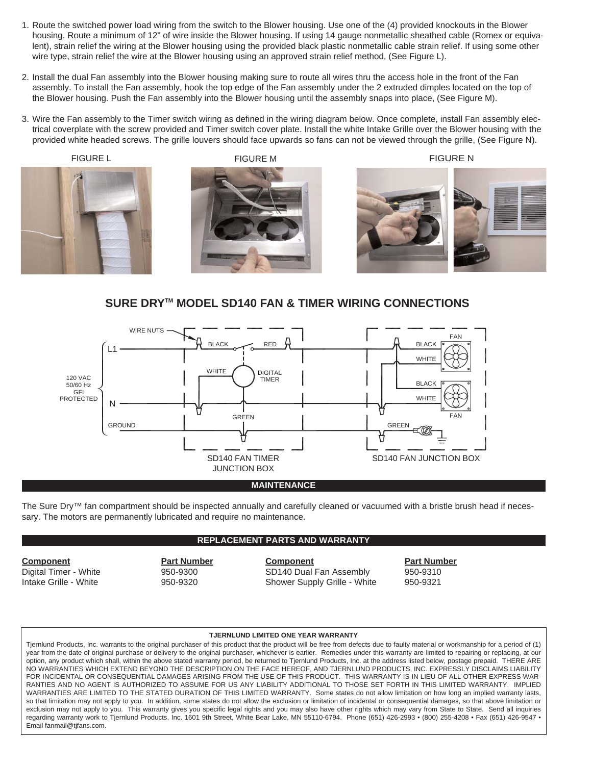1. Route the switched power load wiring from the switch to the Blower housing. Use one of the (4) provided knockouts in the Blower housing. Route a minimum of 12" of wire inside the Blower housing. If using 14 gauge nonmetallic sheathed cable (Romex or equivalent), strain relief the wiring at the Blower housing using the provided black plastic nonmetallic cable strain relief. If using some other wire type, strain relief the wire at the Blower housing using an approved strain relief method, (See Figure L).

2. Install the dual Fan assembly into the Blower housing making sure to route all wires thru the access hole in the front of the Fan assembly. To install the Fan assembly, hook the top edge of the Fan assembly under the 2 extruded dimples located on the top of the Blower housing. Push the Fan assembly into the Blower housing until the assembly snaps into place, (See Figure M).

3. Wire the Fan assembly to the Timer switch wiring as defined in the wiring diagram below. Once complete, install Fan assembly electrical coverplate with the screw provided and Timer switch cover plate. Install the white Intake Grille over the Blower housing with the provided white headed screws. The grille louvers should face upwards so fans can not be viewed through the grille, (See Figure N).

FIGURE L

FIGURE M

FIGURE N

## SURE DRY™ MODEL SD140 FAN & TIMER WIRING CONNECTIONS

WIRE NUTS
L1
120 VAC
50/60 Hz
GFI
PROTECTED
N
GROUND
BLACK
RED
WHITE
DIGITAL TIMER
GREEN
SD140 FAN TIMER JUNCTION BOX
FAN
BLACK
WHITE
BLACK
WHITE
FAN
GREEN
SD140 FAN JUNCTION BOX

## MAINTENANCE

The Sure Dry™ fan compartment should be inspected annually and carefully cleaned or vacuumed with a bristle brush head if necessary. The motors are permanently lubricated and require no maintenance.

## REPLACEMENT PARTS AND WARRANTY

| Component | Part Number | Component | Part Number |
|---|---|---|---|
| Digital Timer - White | 950-9300 | SD140 Dual Fan Assembly | 950-9310 |
| Intake Grille - White | 950-9320 | Shower Supply Grille - White | 950-9321 |

### TJERNLUND LIMITED ONE YEAR WARRANTY

Tjernlund Products, Inc. warrants to the original purchaser of this product that the product will be free from defects due to faulty material or workmanship for a period of (1) year from the date of original purchase or delivery to the original purchaser, whichever is earlier. Remedies under this warranty are limited to repairing or replacing, at our option, any product which shall, within the above stated warranty period, be returned to Tjernlund Products, Inc. at the address listed below, postage prepaid. THERE ARE NO WARRANTIES WHICH EXTEND BEYOND THE DESCRIPTION ON THE FACE HEREOF, AND TJERNLUND PRODUCTS, INC. EXPRESSLY DISCLAIMS LIABILITY FOR INCIDENTAL OR CONSEQUENTIAL DAMAGES ARISING FROM THE USE OF THIS PRODUCT. THIS WARRANTY IS IN LIEU OF ALL OTHER EXPRESS WARRANTIES AND NO AGENT IS AUTHORIZED TO ASSUME FOR US ANY LIABILITY ADDITIONAL TO THOSE SET FORTH IN THIS LIMITED WARRANTY. IMPLIED WARRANTIES ARE LIMITED TO THE STATED DURATION OF THIS LIMITED WARRANTY. Some states do not allow limitation on how long an implied warranty lasts, so that limitation may not apply to you. In addition, some states do not allow the exclusion or limitation of incidental or consequential damages, so that above limitation or exclusion may not apply to you. This warranty gives you specific legal rights and you may also have other rights which may vary from State to State. Send all inquiries regarding warranty work to Tjernlund Products, Inc. 1601 9th Street, White Bear Lake, MN 55110-6794. Phone (651) 426-2993 • (800) 255-4208 • Fax (651) 426-9547 • Email fanmail@tjfans.com.